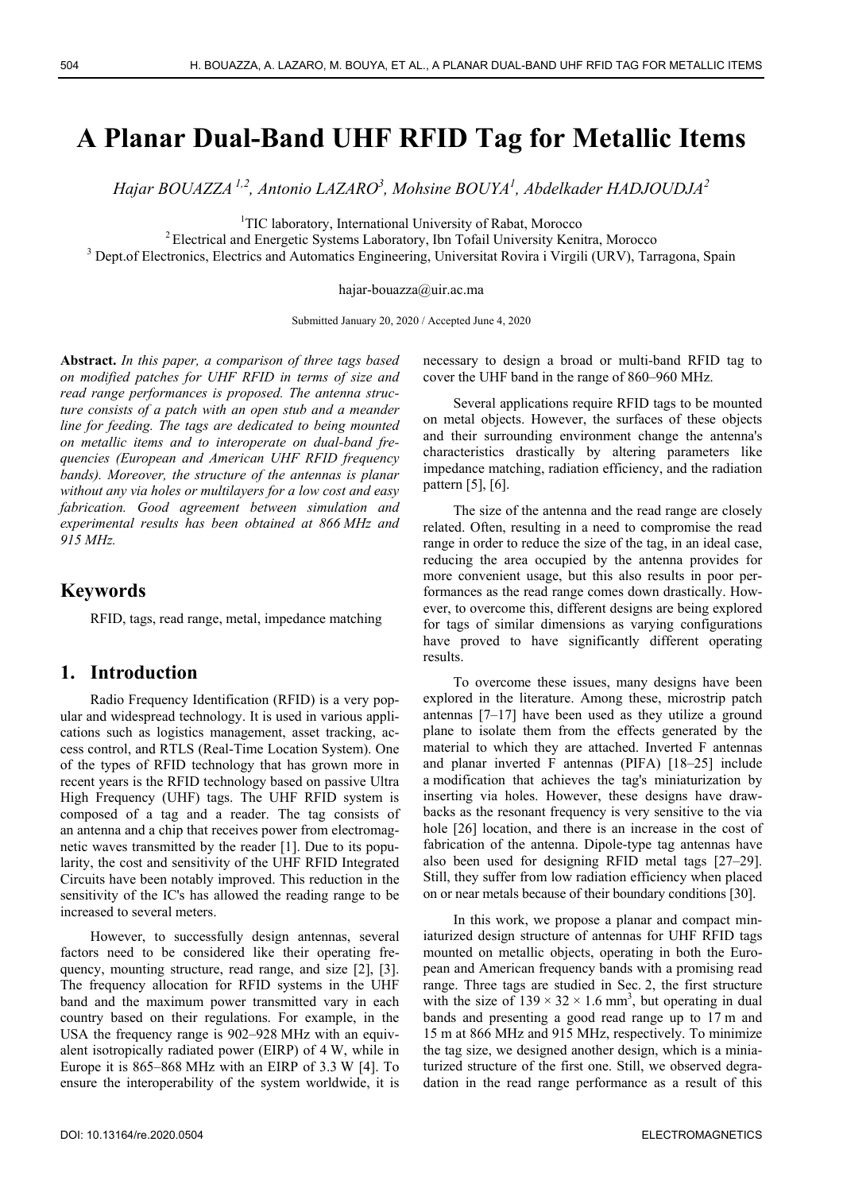# A Planar Dual-Band UHF RFID Tag for Metallic Items

*Hajar BOUAZZA [1,2], Antonio LAZARO [3], Mohsine BOUYA [1], Abdelkader HADJOUDJA [2]*

[1] TIC laboratory, International University of Rabat, Morocco
[2] Electrical and Energetic Systems Laboratory, Ibn Tofail University Kenitra, Morocco
[3] Dept.of Electronics, Electrics and Automatics Engineering, Universitat Rovira i Virgili (URV), Tarragona, Spain

hajar-bouazza@uir.ac.ma

Submitted January 20, 2020 / Accepted June 4, 2020

**Abstract.** *In this paper, a comparison of three tags based on modified patches for UHF RFID in terms of size and read range performances is proposed. The antenna structure consists of a patch with an open stub and a meander line for feeding. The tags are dedicated to being mounted on metallic items and to interoperate on dual-band frequencies (European and American UHF RFID frequency bands). Moreover, the structure of the antennas is planar without any via holes or multilayers for a low cost and easy fabrication. Good agreement between simulation and experimental results has been obtained at 866 MHz and 915 MHz.*

## Keywords

RFID, tags, read range, metal, impedance matching

## 1. Introduction

Radio Frequency Identification (RFID) is a very popular and widespread technology. It is used in various applications such as logistics management, asset tracking, access control, and RTLS (Real-Time Location System). One of the types of RFID technology that has grown more in recent years is the RFID technology based on passive Ultra High Frequency (UHF) tags. The UHF RFID system is composed of a tag and a reader. The tag consists of an antenna and a chip that receives power from electromagnetic waves transmitted by the reader [1]. Due to its popularity, the cost and sensitivity of the UHF RFID Integrated Circuits have been notably improved. This reduction in the sensitivity of the IC's has allowed the reading range to be increased to several meters.

However, to successfully design antennas, several factors need to be considered like their operating frequency, mounting structure, read range, and size [2], [3]. The frequency allocation for RFID systems in the UHF band and the maximum power transmitted vary in each country based on their regulations. For example, in the USA the frequency range is 902–928 MHz with an equivalent isotropically radiated power (EIRP) of 4 W, while in Europe it is 865–868 MHz with an EIRP of 3.3 W [4]. To ensure the interoperability of the system worldwide, it is necessary to design a broad or multi-band RFID tag to cover the UHF band in the range of 860–960 MHz.

Several applications require RFID tags to be mounted on metal objects. However, the surfaces of these objects and their surrounding environment change the antenna's characteristics drastically by altering parameters like impedance matching, radiation efficiency, and the radiation pattern [5], [6].

The size of the antenna and the read range are closely related. Often, resulting in a need to compromise the read range in order to reduce the size of the tag, in an ideal case, reducing the area occupied by the antenna provides for more convenient usage, but this also results in poor performances as the read range comes down drastically. However, to overcome this, different designs are being explored for tags of similar dimensions as varying configurations have proved to have significantly different operating results.

To overcome these issues, many designs have been explored in the literature. Among these, microstrip patch antennas [7–17] have been used as they utilize a ground plane to isolate them from the effects generated by the material to which they are attached. Inverted F antennas and planar inverted F antennas (PIFA) [18–25] include a modification that achieves the tag's miniaturization by inserting via holes. However, these designs have drawbacks as the resonant frequency is very sensitive to the via hole [26] location, and there is an increase in the cost of fabrication of the antenna. Dipole-type tag antennas have also been used for designing RFID metal tags [27–29]. Still, they suffer from low radiation efficiency when placed on or near metals because of their boundary conditions [30].

In this work, we propose a planar and compact miniaturized design structure of antennas for UHF RFID tags mounted on metallic objects, operating in both the European and American frequency bands with a promising read range. Three tags are studied in Sec. 2, the first structure with the size of $139 \times 32 \times 1.6$ mm$^3$, but operating in dual bands and presenting a good read range up to 17 m and 15 m at 866 MHz and 915 MHz, respectively. To minimize the tag size, we designed another design, which is a miniaturized structure of the first one. Still, we observed degradation in the read range performance as a result of this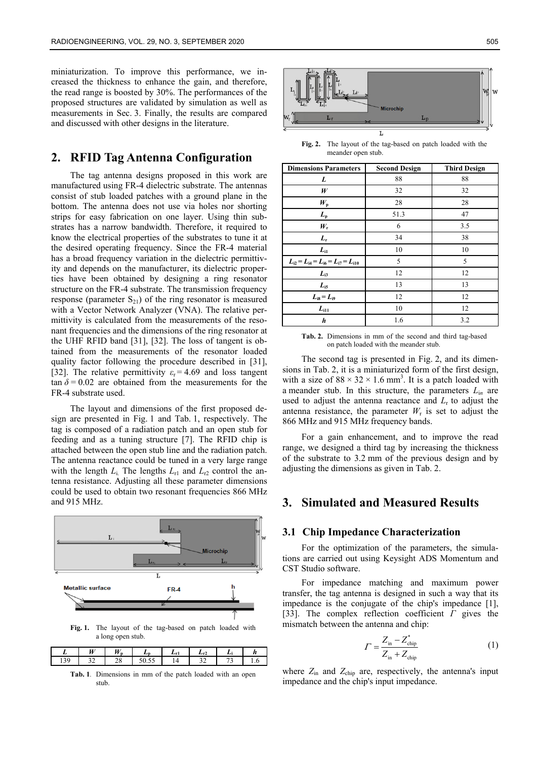miniaturization. To improve this performance, we increased the thickness to enhance the gain, and therefore, the read range is boosted by 30%. The performances of the proposed structures are validated by simulation as well as measurements in Sec. 3. Finally, the results are compared and discussed with other designs in the literature.

## 2. RFID Tag Antenna Configuration

The tag antenna designs proposed in this work are manufactured using FR-4 dielectric substrate. The antennas consist of stub loaded patches with a ground plane in the bottom. The antenna does not use via holes nor shorting strips for easy fabrication on one layer. Using thin substrates has a narrow bandwidth. Therefore, it required to know the electrical properties of the substrates to tune it at the desired operating frequency. Since the FR-4 material has a broad frequency variation in the dielectric permittivity and depends on the manufacturer, its dielectric properties have been obtained by designing a ring resonator structure on the FR-4 substrate. The transmission frequency response (parameter $S_{21}$) of the ring resonator is measured with a Vector Network Analyzer (VNA). The relative permittivity is calculated from the measurements of the resonant frequencies and the dimensions of the ring resonator at the UHF RFID band [31], [32]. The loss of tangent is obtained from the measurements of the resonator loaded quality factor following the procedure described in [31], [32]. The relative permittivity $\varepsilon_r = 4.69$ and loss tangent $\tan\delta = 0.02$ are obtained from the measurements for the FR-4 substrate used.

The layout and dimensions of the first proposed design are presented in Fig. 1 and Tab. 1, respectively. The tag is composed of a radiation patch and an open stub for feeding and as a tuning structure [7]. The RFID chip is attached between the open stub line and the radiation patch. The antenna reactance could be tuned in a very large range with the length $L_i$. The lengths $L_{r1}$ and $L_{r2}$ control the antenna resistance. Adjusting all these parameter dimensions could be used to obtain two resonant frequencies 866 MHz and 915 MHz.

**Fig. 1.** The layout of the tag-based on patch loaded with a long open stub.

| $L$ | $W$ | $W_p$ | $L_p$ | $L_{r1}$ | $L_{r2}$ | $L_i$ | $h$ |
|---|---|---|---|---|---|---|---|
| 139 | 32 | 28 | 50.55 | 14 | 32 | 73 | 1.6 |

**Tab. 1.** Dimensions in mm of the patch loaded with an open stub.

**Fig. 2.** The layout of the tag-based on patch loaded with the meander open stub.

| Dimensions Parameters | Second Design | Third Design |
|---|---|---|
| $L$ | 88 | 88 |
| $W$ | 32 | 32 |
| $W_p$ | 28 | 28 |
| $L_p$ | 51.3 | 47 |
| $W_r$ | 6 | 3.5 |
| $L_r$ | 34 | 38 |
| $L_{i1}$ | 10 | 10 |
| $L_{i2} = L_{i4} = L_{i6} = L_{i7} = L_{i10}$ | 5 | 5 |
| $L_{i3}$ | 12 | 12 |
| $L_{i5}$ | 13 | 13 |
| $L_{i8} = L_{i9}$ | 12 | 12 |
| $L_{i11}$ | 10 | 12 |
| $h$ | 1.6 | 3.2 |

**Tab. 2.** Dimensions in mm of the second and third tag-based on patch loaded with the meander stub.

The second tag is presented in Fig. 2, and its dimensions in Tab. 2, it is a miniaturized form of the first design, with a size of $88 \times 32 \times 1.6$ mm$^3$. It is a patch loaded with a meander stub. In this structure, the parameters $L_{in}$ are used to adjust the antenna reactance and $L_r$ to adjust the antenna resistance, the parameter $W_r$ is set to adjust the 866 MHz and 915 MHz frequency bands.

For a gain enhancement, and to improve the read range, we designed a third tag by increasing the thickness of the substrate to 3.2 mm of the previous design and by adjusting the dimensions as given in Tab. 2.

## 3. Simulated and Measured Results

### 3.1 Chip Impedance Characterization

For the optimization of the parameters, the simulations are carried out using Keysight ADS Momentum and CST Studio software.

For impedance matching and maximum power transfer, the tag antenna is designed in such a way that its impedance is the conjugate of the chip's impedance [1], [33]. The complex reflection coefficient $\Gamma$ gives the mismatch between the antenna and chip:

$$\Gamma = \frac{Z_{\text{in}} - Z_{\text{chip}}^{*}}{Z_{\text{in}} + Z_{\text{chip}}} \tag{1}$$

where $Z_{\text{in}}$ and $Z_{\text{chip}}$ are, respectively, the antenna's input impedance and the chip's input impedance.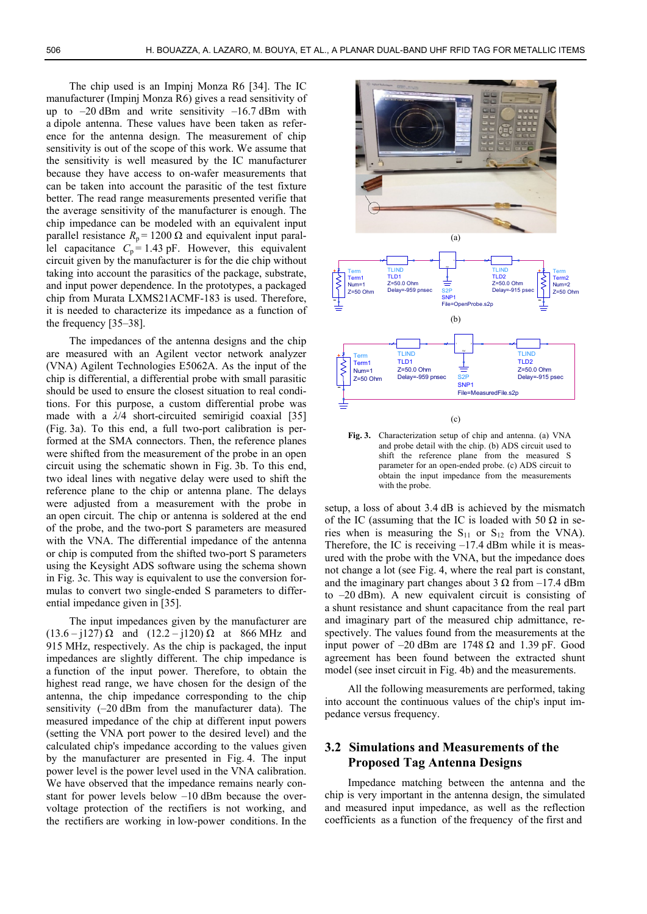The chip used is an Impinj Monza R6 [34]. The IC manufacturer (Impinj Monza R6) gives a read sensitivity of up to –20 dBm and write sensitivity –16.7 dBm with a dipole antenna. These values have been taken as reference for the antenna design. The measurement of chip sensitivity is out of the scope of this work. We assume that the sensitivity is well measured by the IC manufacturer because they have access to on-wafer measurements that can be taken into account the parasitic of the test fixture better. The read range measurements presented verifie that the average sensitivity of the manufacturer is enough. The chip impedance can be modeled with an equivalent input parallel resistance $R_p = 1200\ \Omega$ and equivalent input parallel capacitance $C_p = 1.43$ pF. However, this equivalent circuit given by the manufacturer is for the die chip without taking into account the parasitics of the package, substrate, and input power dependence. In the prototypes, a packaged chip from Murata LXMS21ACMF-183 is used. Therefore, it is needed to characterize its impedance as a function of the frequency [35–38].

The impedances of the antenna designs and the chip are measured with an Agilent vector network analyzer (VNA) Agilent Technologies E5062A. As the input of the chip is differential, a differential probe with small parasitic should be used to ensure the closest situation to real conditions. For this purpose, a custom differential probe was made with a $\lambda/4$ short-circuited semirigid coaxial [35] (Fig. 3a). To this end, a full two-port calibration is performed at the SMA connectors. Then, the reference planes were shifted from the measurement of the probe in an open circuit using the schematic shown in Fig. 3b. To this end, two ideal lines with negative delay were used to shift the reference plane to the chip or antenna plane. The delays were adjusted from a measurement with the probe in an open circuit. The chip or antenna is soldered at the end of the probe, and the two-port S parameters are measured with the VNA. The differential impedance of the antenna or chip is computed from the shifted two-port S parameters using the Keysight ADS software using the schema shown in Fig. 3c. This way is equivalent to use the conversion formulas to convert two single-ended S parameters to differential impedance given in [35].

The input impedances given by the manufacturer are $(13.6 - j127)\ \Omega$ and $(12.2 - j120)\ \Omega$ at 866 MHz and 915 MHz, respectively. As the chip is packaged, the input impedances are slightly different. The chip impedance is a function of the input power. Therefore, to obtain the highest read range, we have chosen for the design of the antenna, the chip impedance corresponding to the chip sensitivity (–20 dBm from the manufacturer data). The measured impedance of the chip at different input powers (setting the VNA port power to the desired level) and the calculated chip's impedance according to the values given by the manufacturer are presented in Fig. 4. The input power level is the power level used in the VNA calibration. We have observed that the impedance remains nearly constant for power levels below –10 dBm because the overvoltage protection of the rectifiers is not working, and the rectifiers are working in low-power conditions. In the

Fig. 3. Characterization setup of chip and antenna. (a) VNA and probe detail with the chip. (b) ADS circuit used to shift the reference plane from the measured S parameter for an open-ended probe. (c) ADS circuit to obtain the input impedance from the measurements with the probe.

setup, a loss of about 3.4 dB is achieved by the mismatch of the IC (assuming that the IC is loaded with 50 Ω in series when is measuring the $S_{11}$ or $S_{12}$ from the VNA). Therefore, the IC is receiving –17.4 dBm while it is measured with the probe with the VNA, but the impedance does not change a lot (see Fig. 4, where the real part is constant, and the imaginary part changes about 3 Ω from –17.4 dBm to –20 dBm). A new equivalent circuit is consisting of a shunt resistance and shunt capacitance from the real part and imaginary part of the measured chip admittance, respectively. The values found from the measurements at the input power of –20 dBm are 1748 Ω and 1.39 pF. Good agreement has been found between the extracted shunt model (see inset circuit in Fig. 4b) and the measurements.

All the following measurements are performed, taking into account the continuous values of the chip's input impedance versus frequency.

## 3.2 Simulations and Measurements of the Proposed Tag Antenna Designs

Impedance matching between the antenna and the chip is very important in the antenna design, the simulated and measured input impedance, as well as the reflection coefficients as a function of the frequency of the first and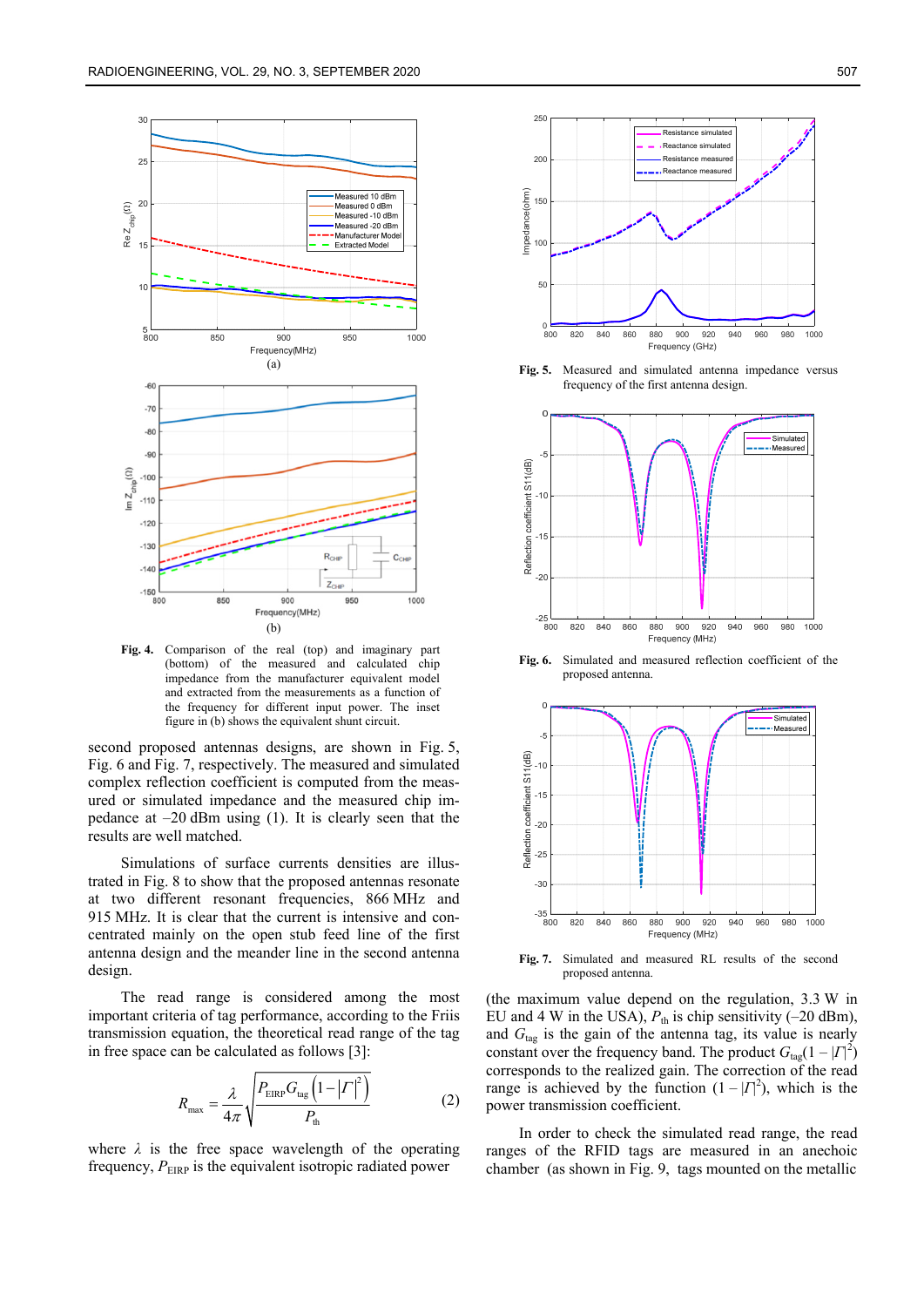Fig. 4. Comparison of the real (top) and imaginary part (bottom) of the measured and calculated chip impedance from the manufacturer equivalent model and extracted from the measurements as a function of the frequency for different input power. The inset figure in (b) shows the equivalent shunt circuit.

second proposed antennas designs, are shown in Fig. 5, Fig. 6 and Fig. 7, respectively. The measured and simulated complex reflection coefficient is computed from the measured or simulated impedance and the measured chip impedance at –20 dBm using (1). It is clearly seen that the results are well matched.

Simulations of surface currents densities are illustrated in Fig. 8 to show that the proposed antennas resonate at two different resonant frequencies, 866 MHz and 915 MHz. It is clear that the current is intensive and concentrated mainly on the open stub feed line of the first antenna design and the meander line in the second antenna design.

The read range is considered among the most important criteria of tag performance, according to the Friis transmission equation, the theoretical read range of the tag in free space can be calculated as follows [3]:

$$R_{\max} = \frac{\lambda}{4\pi}\sqrt{\frac{P_{\text{EIRP}} G_{\text{tag}} \left(1-|\Gamma|^2\right)}{P_{\text{th}}}} \tag{2}$$

where $\lambda$ is the free space wavelength of the operating frequency, $P_{\text{EIRP}}$ is the equivalent isotropic radiated power (the maximum value depend on the regulation, 3.3 W in EU and 4 W in the USA), $P_{\text{th}}$ is chip sensitivity (–20 dBm), and $G_{\text{tag}}$ is the gain of the antenna tag, its value is nearly constant over the frequency band. The product $G_{\text{tag}}(1-|\Gamma|^2)$ corresponds to the realized gain. The correction of the read range is achieved by the function $(1-|\Gamma|^2)$, which is the power transmission coefficient.

In order to check the simulated read range, the read ranges of the RFID tags are measured in an anechoic chamber (as shown in Fig. 9, tags mounted on the metallic

Fig. 5. Measured and simulated antenna impedance versus frequency of the first antenna design.

Fig. 6. Simulated and measured reflection coefficient of the proposed antenna.

Fig. 7. Simulated and measured RL results of the second proposed antenna.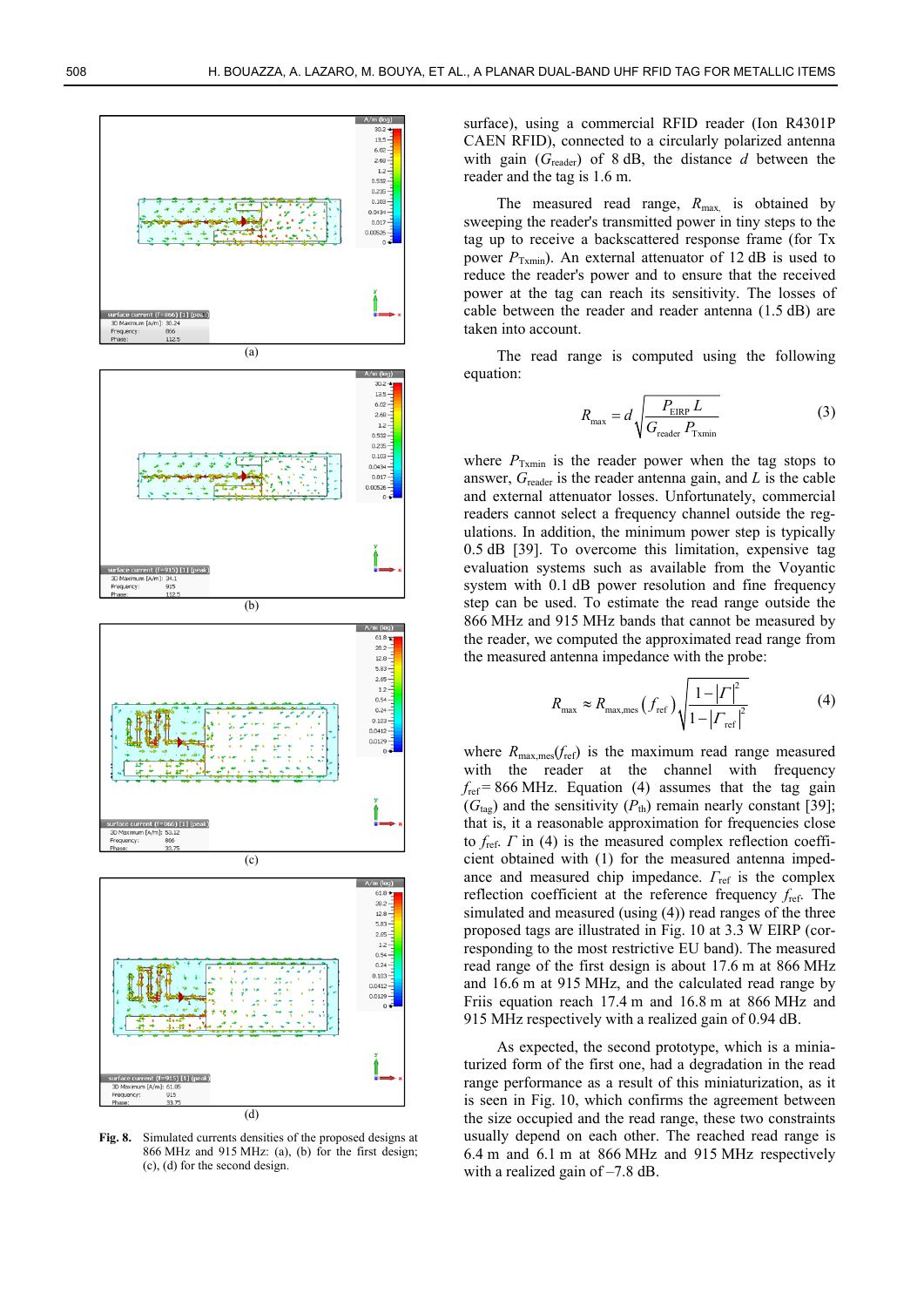(a)

(b)

(c)

(d)

**Fig. 8.** Simulated currents densities of the proposed designs at 866 MHz and 915 MHz: (a), (b) for the first design; (c), (d) for the second design.

surface), using a commercial RFID reader (Ion R4301P CAEN RFID), connected to a circularly polarized antenna with gain ($G_{\text{reader}}$) of 8 dB, the distance $d$ between the reader and the tag is 1.6 m.

The measured read range, $R_{\text{max}}$, is obtained by sweeping the reader's transmitted power in tiny steps to the tag up to receive a backscattered response frame (for Tx power $P_{\text{Txmin}}$). An external attenuator of 12 dB is used to reduce the reader's power and to ensure that the received power at the tag can reach its sensitivity. The losses of cable between the reader and reader antenna (1.5 dB) are taken into account.

The read range is computed using the following equation:

$$R_{\text{max}} = d\sqrt{\frac{P_{\text{EIRP}}\, L}{G_{\text{reader}}\, P_{\text{Txmin}}}} \tag{3}$$

where $P_{\text{Txmin}}$ is the reader power when the tag stops to answer, $G_{\text{reader}}$ is the reader antenna gain, and $L$ is the cable and external attenuator losses. Unfortunately, commercial readers cannot select a frequency channel outside the regulations. In addition, the minimum power step is typically 0.5 dB [39]. To overcome this limitation, expensive tag evaluation systems such as available from the Voyantic system with 0.1 dB power resolution and fine frequency step can be used. To estimate the read range outside the 866 MHz and 915 MHz bands that cannot be measured by the reader, we computed the approximated read range from the measured antenna impedance with the probe:

$$R_{\text{max}} \approx R_{\text{max,mes}}\left(f_{\text{ref}}\right)\sqrt{\frac{1-|\Gamma|^2}{1-|\Gamma_{\text{ref}}|^2}} \tag{4}$$

where $R_{\text{max,mes}}(f_{\text{ref}})$ is the maximum read range measured with the reader at the channel with frequency $f_{\text{ref}}$ = 866 MHz. Equation (4) assumes that the tag gain ($G_{\text{tag}}$) and the sensitivity ($P_{\text{th}}$) remain nearly constant [39]; that is, it a reasonable approximation for frequencies close to $f_{\text{ref}}$. $\Gamma$ in (4) is the measured complex reflection coefficient obtained with (1) for the measured antenna impedance and measured chip impedance. $\Gamma_{\text{ref}}$ is the complex reflection coefficient at the reference frequency $f_{\text{ref}}$. The simulated and measured (using (4)) read ranges of the three proposed tags are illustrated in Fig. 10 at 3.3 W EIRP (corresponding to the most restrictive EU band). The measured read range of the first design is about 17.6 m at 866 MHz and 16.6 m at 915 MHz, and the calculated read range by Friis equation reach 17.4 m and 16.8 m at 866 MHz and 915 MHz respectively with a realized gain of 0.94 dB.

As expected, the second prototype, which is a miniaturized form of the first one, had a degradation in the read range performance as a result of this miniaturization, as it is seen in Fig. 10, which confirms the agreement between the size occupied and the read range, these two constraints usually depend on each other. The reached read range is 6.4 m and 6.1 m at 866 MHz and 915 MHz respectively with a realized gain of –7.8 dB.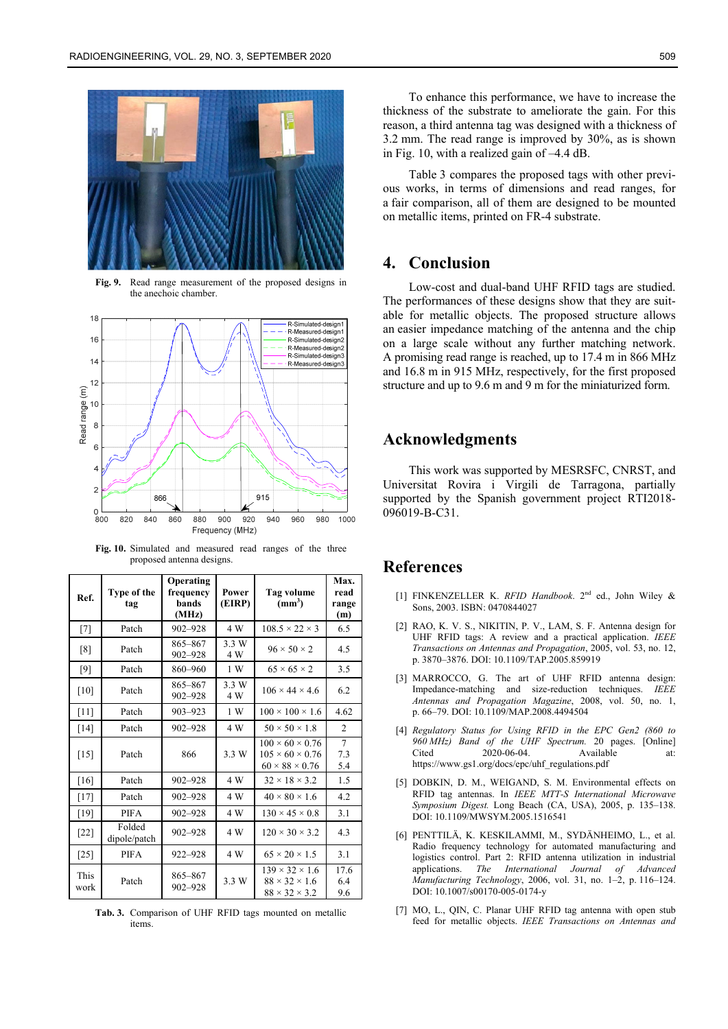Fig. 9. Read range measurement of the proposed designs in the anechoic chamber.

Fig. 10. Simulated and measured read ranges of the three proposed antenna designs.

| Ref. | Type of the tag | Operating frequency bands (MHz) | Power (EIRP) | Tag volume (mm³) | Max. read range (m) |
|---|---|---|---|---|---|
| [7] | Patch | 902–928 | 4 W | 108.5 × 22 × 3 | 6.5 |
| [8] | Patch | 865–867<br>902–928 | 3.3 W<br>4 W | 96 × 50 × 2 | 4.5 |
| [9] | Patch | 860–960 | 1 W | 65 × 65 × 2 | 3.5 |
| [10] | Patch | 865–867<br>902–928 | 3.3 W<br>4 W | 106 × 44 × 4.6 | 6.2 |
| [11] | Patch | 903–923 | 1 W | 100 × 100 × 1.6 | 4.62 |
| [14] | Patch | 902–928 | 4 W | 50 × 50 × 1.8 | 2 |
| [15] | Patch | 866 | 3.3 W | 100 × 60 × 0.76<br>105 × 60 × 0.76<br>60 × 88 × 0.76 | 7<br>7.3<br>5.4 |
| [16] | Patch | 902–928 | 4 W | 32 × 18 × 3.2 | 1.5 |
| [17] | Patch | 902–928 | 4 W | 40 × 80 × 1.6 | 4.2 |
| [19] | PIFA | 902–928 | 4 W | 130 × 45 × 0.8 | 3.1 |
| [22] | Folded dipole/patch | 902–928 | 4 W | 120 × 30 × 3.2 | 4.3 |
| [25] | PIFA | 922–928 | 4 W | 65 × 20 × 1.5 | 3.1 |
| This work | Patch | 865–867<br>902–928 | 3.3 W | 139 × 32 × 1.6<br>88 × 32 × 1.6<br>88 × 32 × 3.2 | 17.6<br>6.4<br>9.6 |

Tab. 3. Comparison of UHF RFID tags mounted on metallic items.

To enhance this performance, we have to increase the thickness of the substrate to ameliorate the gain. For this reason, a third antenna tag was designed with a thickness of 3.2 mm. The read range is improved by 30%, as is shown in Fig. 10, with a realized gain of –4.4 dB.

Table 3 compares the proposed tags with other previous works, in terms of dimensions and read ranges, for a fair comparison, all of them are designed to be mounted on metallic items, printed on FR-4 substrate.

## 4. Conclusion

Low-cost and dual-band UHF RFID tags are studied. The performances of these designs show that they are suitable for metallic objects. The proposed structure allows an easier impedance matching of the antenna and the chip on a large scale without any further matching network. A promising read range is reached, up to 17.4 m in 866 MHz and 16.8 m in 915 MHz, respectively, for the first proposed structure and up to 9.6 m and 9 m for the miniaturized form.

## Acknowledgments

This work was supported by MESRSFC, CNRST, and Universitat Rovira i Virgili de Tarragona, partially supported by the Spanish government project RTI2018-096019-B-C31.

## References

[1] FINKENZELLER K. *RFID Handbook*. 2nd ed., John Wiley & Sons, 2003. ISBN: 0470844027

[2] RAO, K. V. S., NIKITIN, P. V., LAM, S. F. Antenna design for UHF RFID tags: A review and a practical application. *IEEE Transactions on Antennas and Propagation*, 2005, vol. 53, no. 12, p. 3870–3876. DOI: 10.1109/TAP.2005.859919

[3] MARROCCO, G. The art of UHF RFID antenna design: Impedance-matching and size-reduction techniques. *IEEE Antennas and Propagation Magazine*, 2008, vol. 50, no. 1, p. 66–79. DOI: 10.1109/MAP.2008.4494504

[4] *Regulatory Status for Using RFID in the EPC Gen2 (860 to 960 MHz) Band of the UHF Spectrum.* 20 pages. [Online] Cited 2020-06-04. Available at: https://www.gs1.org/docs/epc/uhf_regulations.pdf

[5] DOBKIN, D. M., WEIGAND, S. M. Environmental effects on RFID tag antennas. In *IEEE MTT-S International Microwave Symposium Digest.* Long Beach (CA, USA), 2005, p. 135–138. DOI: 10.1109/MWSYM.2005.1516541

[6] PENTTILÄ, K. KESKILAMMI, M., SYDÄNHEIMO, L., et al. Radio frequency technology for automated manufacturing and logistics control. Part 2: RFID antenna utilization in industrial applications. *The International Journal of Advanced Manufacturing Technology*, 2006, vol. 31, no. 1–2, p. 116–124. DOI: 10.1007/s00170-005-0174-y

[7] MO, L., QIN, C. Planar UHF RFID tag antenna with open stub feed for metallic objects. *IEEE Transactions on Antennas and*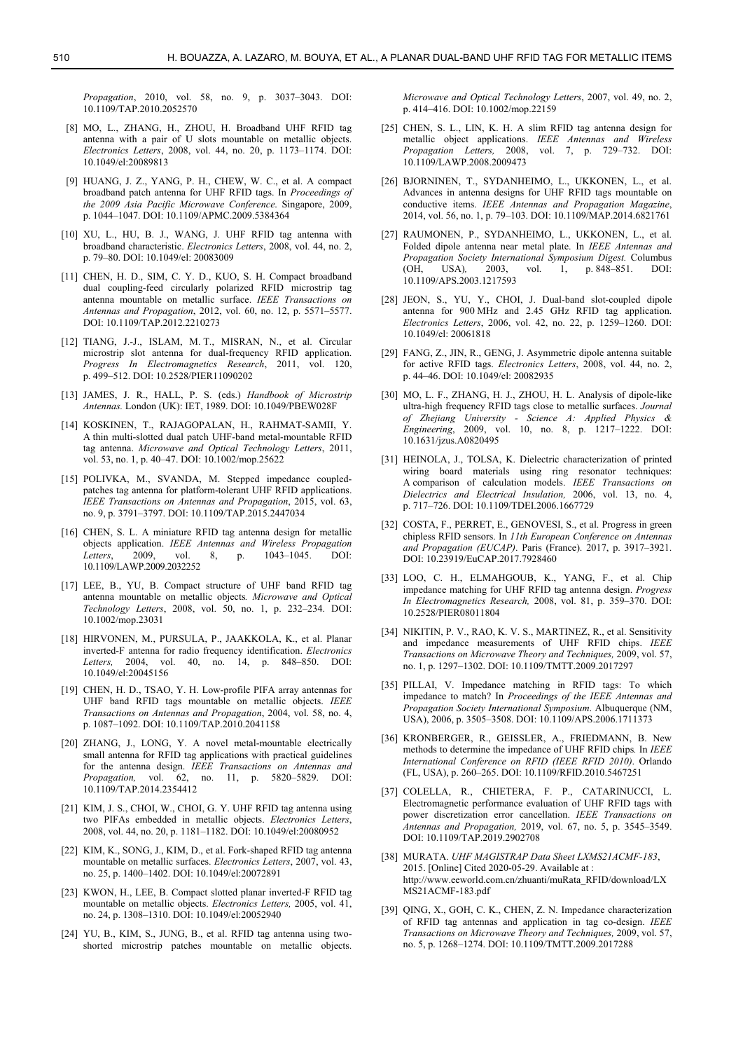*Propagation*, 2010, vol. 58, no. 9, p. 3037–3043. DOI: 10.1109/TAP.2010.2052570

[8] MO, L., ZHANG, H., ZHOU, H. Broadband UHF RFID tag antenna with a pair of U slots mountable on metallic objects. *Electronics Letters*, 2008, vol. 44, no. 20, p. 1173–1174. DOI: 10.1049/el:20089813

[9] HUANG, J. Z., YANG, P. H., CHEW, W. C., et al. A compact broadband patch antenna for UHF RFID tags. In *Proceedings of the 2009 Asia Pacific Microwave Conference*. Singapore, 2009, p. 1044–1047. DOI: 10.1109/APMC.2009.5384364

[10] XU, L., HU, B. J., WANG, J. UHF RFID tag antenna with broadband characteristic. *Electronics Letters*, 2008, vol. 44, no. 2, p. 79–80. DOI: 10.1049/el: 20083009

[11] CHEN, H. D., SIM, C. Y. D., KUO, S. H. Compact broadband dual coupling-feed circularly polarized RFID microstrip tag antenna mountable on metallic surface. *IEEE Transactions on Antennas and Propagation*, 2012, vol. 60, no. 12, p. 5571–5577. DOI: 10.1109/TAP.2012.2210273

[12] TIANG, J.-J., ISLAM, M. T., MISRAN, N., et al. Circular microstrip slot antenna for dual-frequency RFID application. *Progress In Electromagnetics Research*, 2011, vol. 120, p. 499–512. DOI: 10.2528/PIER11090202

[13] JAMES, J. R., HALL, P. S. (eds.) *Handbook of Microstrip Antennas.* London (UK): IET, 1989. DOI: 10.1049/PBEW028F

[14] KOSKINEN, T., RAJAGOPALAN, H., RAHMAT-SAMII, Y. A thin multi-slotted dual patch UHF-band metal-mountable RFID tag antenna. *Microwave and Optical Technology Letters*, 2011, vol. 53, no. 1, p. 40–47. DOI: 10.1002/mop.25622

[15] POLIVKA, M., SVANDA, M. Stepped impedance coupled-patches tag antenna for platform-tolerant UHF RFID applications. *IEEE Transactions on Antennas and Propagation*, 2015, vol. 63, no. 9, p. 3791–3797. DOI: 10.1109/TAP.2015.2447034

[16] CHEN, S. L. A miniature RFID tag antenna design for metallic objects application. *IEEE Antennas and Wireless Propagation Letters*, 2009, vol. 8, p. 1043–1045. DOI: 10.1109/LAWP.2009.2032252

[17] LEE, B., YU, B. Compact structure of UHF band RFID tag antenna mountable on metallic objects*. Microwave and Optical Technology Letters*, 2008, vol. 50, no. 1, p. 232–234. DOI: 10.1002/mop.23031

[18] HIRVONEN, M., PURSULA, P., JAAKKOLA, K., et al. Planar inverted-F antenna for radio frequency identification. *Electronics Letters,* 2004, vol. 40, no. 14, p. 848–850. DOI: 10.1049/el:20045156

[19] CHEN, H. D., TSAO, Y. H. Low-profile PIFA array antennas for UHF band RFID tags mountable on metallic objects. *IEEE Transactions on Antennas and Propagation*, 2004, vol. 58, no. 4, p. 1087–1092. DOI: 10.1109/TAP.2010.2041158

[20] ZHANG, J., LONG, Y. A novel metal-mountable electrically small antenna for RFID tag applications with practical guidelines for the antenna design. *IEEE Transactions on Antennas and Propagation,* vol. 62, no. 11, p. 5820–5829. DOI: 10.1109/TAP.2014.2354412

[21] KIM, J. S., CHOI, W., CHOI, G. Y. UHF RFID tag antenna using two PIFAs embedded in metallic objects. *Electronics Letters*, 2008, vol. 44, no. 20, p. 1181–1182. DOI: 10.1049/el:20080952

[22] KIM, K., SONG, J., KIM, D., et al. Fork-shaped RFID tag antenna mountable on metallic surfaces. *Electronics Letters*, 2007, vol. 43, no. 25, p. 1400–1402. DOI: 10.1049/el:20072891

[23] KWON, H., LEE, B. Compact slotted planar inverted-F RFID tag mountable on metallic objects. *Electronics Letters,* 2005, vol. 41, no. 24, p. 1308–1310. DOI: 10.1049/el:20052940

[24] YU, B., KIM, S., JUNG, B., et al. RFID tag antenna using two-shorted microstrip patches mountable on metallic objects. *Microwave and Optical Technology Letters*, 2007, vol. 49, no. 2, p. 414–416. DOI: 10.1002/mop.22159

[25] CHEN, S. L., LIN, K. H. A slim RFID tag antenna design for metallic object applications. *IEEE Antennas and Wireless Propagation Letters,* 2008, vol. 7, p. 729–732. DOI: 10.1109/LAWP.2008.2009473

[26] BJORNINEN, T., SYDANHEIMO, L., UKKONEN, L., et al. Advances in antenna designs for UHF RFID tags mountable on conductive items. *IEEE Antennas and Propagation Magazine*, 2014, vol. 56, no. 1, p. 79–103. DOI: 10.1109/MAP.2014.6821761

[27] RAUMONEN, P., SYDANHEIMO, L., UKKONEN, L., et al. Folded dipole antenna near metal plate. In *IEEE Antennas and Propagation Society International Symposium Digest.* Columbus (OH, USA)*,* 2003, vol. 1, p. 848–851. DOI: 10.1109/APS.2003.1217593

[28] JEON, S., YU, Y., CHOI, J. Dual-band slot-coupled dipole antenna for 900 MHz and 2.45 GHz RFID tag application. *Electronics Letters*, 2006, vol. 42, no. 22, p. 1259–1260. DOI: 10.1049/el: 20061818

[29] FANG, Z., JIN, R., GENG, J. Asymmetric dipole antenna suitable for active RFID tags. *Electronics Letters*, 2008, vol. 44, no. 2, p. 44–46. DOI: 10.1049/el: 20082935

[30] MO, L. F., ZHANG, H. J., ZHOU, H. L. Analysis of dipole-like ultra-high frequency RFID tags close to metallic surfaces. *Journal of Zhejiang University - Science A: Applied Physics & Engineering*, 2009, vol. 10, no. 8, p. 1217–1222. DOI: 10.1631/jzus.A0820495

[31] HEINOLA, J., TOLSA, K. Dielectric characterization of printed wiring board materials using ring resonator techniques: A comparison of calculation models. *IEEE Transactions on Dielectrics and Electrical Insulation,* 2006, vol. 13, no. 4, p. 717–726. DOI: 10.1109/TDEI.2006.1667729

[32] COSTA, F., PERRET, E., GENOVESI, S., et al. Progress in green chipless RFID sensors. In *11th European Conference on Antennas and Propagation (EUCAP)*. Paris (France). 2017, p. 3917–3921. DOI: 10.23919/EuCAP.2017.7928460

[33] LOO, C. H., ELMAHGOUB, K., YANG, F., et al. Chip impedance matching for UHF RFID tag antenna design. *Progress In Electromagnetics Research,* 2008, vol. 81, p. 359–370. DOI: 10.2528/PIER08011804

[34] NIKITIN, P. V., RAO, K. V. S., MARTINEZ, R., et al. Sensitivity and impedance measurements of UHF RFID chips. *IEEE Transactions on Microwave Theory and Techniques,* 2009, vol. 57, no. 1, p. 1297–1302. DOI: 10.1109/TMTT.2009.2017297

[35] PILLAI, V. Impedance matching in RFID tags: To which impedance to match? In *Proceedings of the IEEE Antennas and Propagation Society International Symposium*. Albuquerque (NM, USA), 2006, p. 3505–3508. DOI: 10.1109/APS.2006.1711373

[36] KRONBERGER, R., GEISSLER, A., FRIEDMANN, B. New methods to determine the impedance of UHF RFID chips*.* In *IEEE International Conference on RFID (IEEE RFID 2010)*. Orlando (FL, USA), p. 260–265. DOI: 10.1109/RFID.2010.5467251

[37] COLELLA, R., CHIETERA, F. P., CATARINUCCI, L. Electromagnetic performance evaluation of UHF RFID tags with power discretization error cancellation. *IEEE Transactions on Antennas and Propagation,* 2019, vol. 67, no. 5, p. 3545–3549. DOI: 10.1109/TAP.2019.2902708

[38] MURATA. *UHF MAGISTRAP Data Sheet LXMS21ACMF-183*, 2015. [Online] Cited 2020-05-29. Available at : http://www.eeworld.com.cn/zhuanti/muRata_RFID/download/LXMS21ACMF-183.pdf

[39] QING, X., GOH, C. K., CHEN, Z. N. Impedance characterization of RFID tag antennas and application in tag co-design. *IEEE Transactions on Microwave Theory and Techniques,* 2009, vol. 57, no. 5, p. 1268–1274. DOI: 10.1109/TMTT.2009.2017288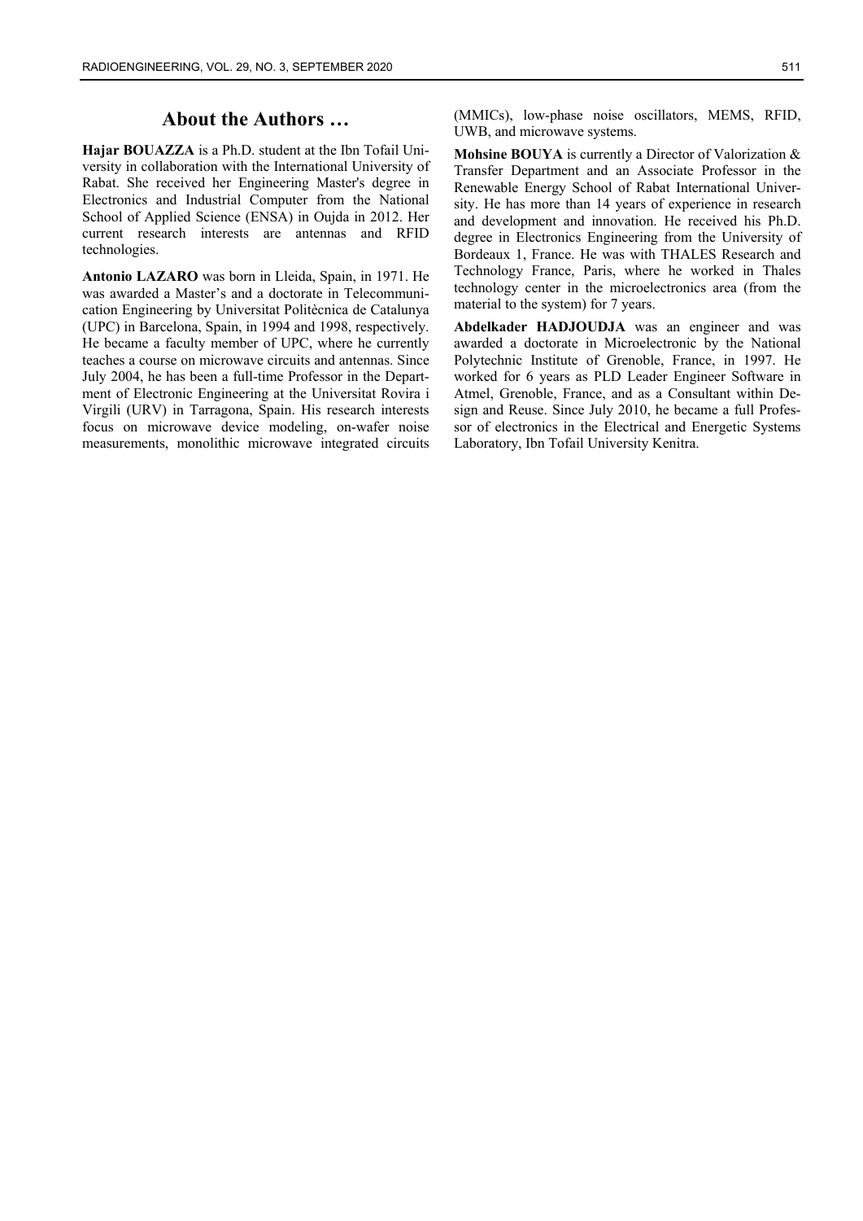## About the Authors …

**Hajar BOUAZZA** is a Ph.D. student at the Ibn Tofail University in collaboration with the International University of Rabat. She received her Engineering Master's degree in Electronics and Industrial Computer from the National School of Applied Science (ENSA) in Oujda in 2012. Her current research interests are antennas and RFID technologies.

**Antonio LAZARO** was born in Lleida, Spain, in 1971. He was awarded a Master's and a doctorate in Telecommunication Engineering by Universitat Politècnica de Catalunya (UPC) in Barcelona, Spain, in 1994 and 1998, respectively. He became a faculty member of UPC, where he currently teaches a course on microwave circuits and antennas. Since July 2004, he has been a full-time Professor in the Department of Electronic Engineering at the Universitat Rovira i Virgili (URV) in Tarragona, Spain. His research interests focus on microwave device modeling, on-wafer noise measurements, monolithic microwave integrated circuits (MMICs), low-phase noise oscillators, MEMS, RFID, UWB, and microwave systems.

**Mohsine BOUYA** is currently a Director of Valorization & Transfer Department and an Associate Professor in the Renewable Energy School of Rabat International University. He has more than 14 years of experience in research and development and innovation. He received his Ph.D. degree in Electronics Engineering from the University of Bordeaux 1, France. He was with THALES Research and Technology France, Paris, where he worked in Thales technology center in the microelectronics area (from the material to the system) for 7 years.

**Abdelkader HADJOUDJA** was an engineer and was awarded a doctorate in Microelectronic by the National Polytechnic Institute of Grenoble, France, in 1997. He worked for 6 years as PLD Leader Engineer Software in Atmel, Grenoble, France, and as a Consultant within Design and Reuse. Since July 2010, he became a full Professor of electronics in the Electrical and Energetic Systems Laboratory, Ibn Tofail University Kenitra.